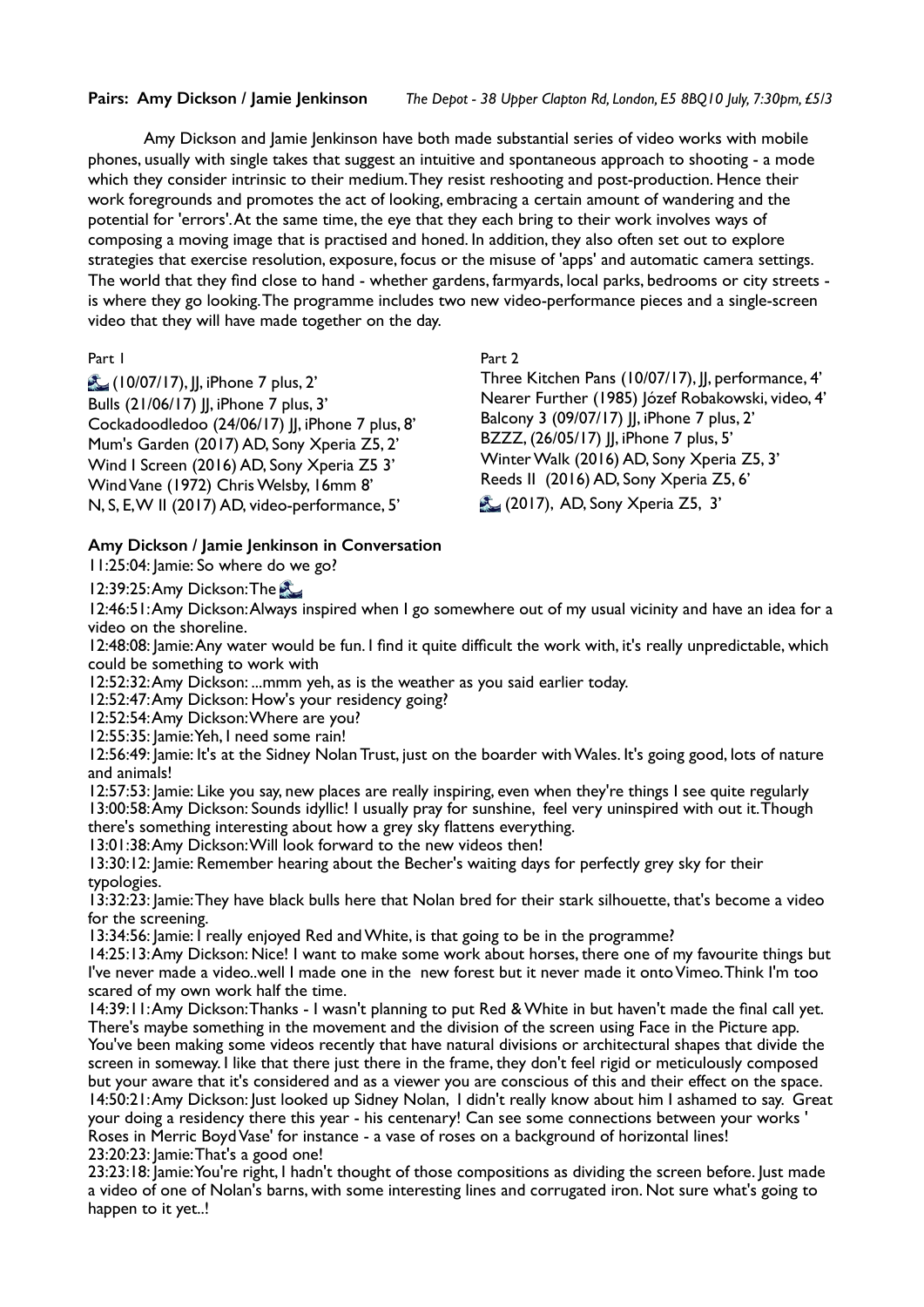**Pairs: Amy Dickson / Jamie Jenkinson** *The Depot - 38 Upper Clapton Rd, London, E5 8BQ10 July, 7:30pm, £5/3*

Amy Dickson and Jamie Jenkinson have both made substantial series of video works with mobile phones, usually with single takes that suggest an intuitive and spontaneous approach to shooting - a mode which they consider intrinsic to their medium. They resist reshooting and post-production. Hence their work foregrounds and promotes the act of looking, embracing a certain amount of wandering and the potential for 'errors'. At the same time, the eye that they each bring to their work involves ways of composing a moving image that is practised and honed. In addition, they also often set out to explore strategies that exercise resolution, exposure, focus or the misuse of 'apps' and automatic camera settings. The world that they find close to hand - whether gardens, farmyards, local parks, bedrooms or city streets - is where they go looking. The programme includes two new video-performance pieces and a single-screen video that they will have made together on the day.

Part 1

🌊 (10/07/17), JJ, iPhone 7 plus, 2'
Bulls (21/06/17) JJ, iPhone 7 plus, 3'
Cockadoodledoo (24/06/17) JJ, iPhone 7 plus, 8'
Mum's Garden (2017) AD, Sony Xperia Z5, 2'
Wind I Screen (2016) AD, Sony Xperia Z5 3'
Wind Vane (1972) Chris Welsby, 16mm 8'
N, S, E, W II (2017) AD, video-performance, 5'

Part 2

Three Kitchen Pans (10/07/17), JJ, performance, 4'
Nearer Further (1985) Józef Robakowski, video, 4'
Balcony 3 (09/07/17) JJ, iPhone 7 plus, 2'
BZZZ, (26/05/17) JJ, iPhone 7 plus, 5'
Winter Walk (2016) AD, Sony Xperia Z5, 3'
Reeds II (2016) AD, Sony Xperia Z5, 6'
🌊 (2017), AD, Sony Xperia Z5, 3'

**Amy Dickson / Jamie Jenkinson in Conversation**

11:25:04: Jamie: So where do we go?

12:39:25: Amy Dickson: The 🌊

12:46:51: Amy Dickson: Always inspired when I go somewhere out of my usual vicinity and have an idea for a video on the shoreline.

12:48:08: Jamie: Any water would be fun. I find it quite difficult the work with, it's really unpredictable, which could be something to work with

12:52:32: Amy Dickson: ...mmm yeh, as is the weather as you said earlier today.

12:52:47: Amy Dickson: How's your residency going?

12:52:54: Amy Dickson: Where are you?

12:55:35: Jamie: Yeh, I need some rain!

12:56:49: Jamie: It's at the Sidney Nolan Trust, just on the boarder with Wales. It's going good, lots of nature and animals!

12:57:53: Jamie: Like you say, new places are really inspiring, even when they're things I see quite regularly

13:00:58: Amy Dickson: Sounds idyllic! I usually pray for sunshine, feel very uninspired with out it. Though there's something interesting about how a grey sky flattens everything.

13:01:38: Amy Dickson: Will look forward to the new videos then!

13:30:12: Jamie: Remember hearing about the Becher's waiting days for perfectly grey sky for their typologies.

13:32:23: Jamie: They have black bulls here that Nolan bred for their stark silhouette, that's become a video for the screening.

13:34:56: Jamie: I really enjoyed Red and White, is that going to be in the programme?

14:25:13: Amy Dickson: Nice! I want to make some work about horses, there one of my favourite things but I've never made a video..well I made one in the new forest but it never made it onto Vimeo. Think I'm too scared of my own work half the time.

14:39:11: Amy Dickson: Thanks - I wasn't planning to put Red & White in but haven't made the final call yet. There's maybe something in the movement and the division of the screen using Face in the Picture app. You've been making some videos recently that have natural divisions or architectural shapes that divide the screen in someway. I like that there just there in the frame, they don't feel rigid or meticulously composed but your aware that it's considered and as a viewer you are conscious of this and their effect on the space.

14:50:21: Amy Dickson: Just looked up Sidney Nolan, I didn't really know about him I ashamed to say. Great your doing a residency there this year - his centenary! Can see some connections between your works ' Roses in Merric Boyd Vase' for instance - a vase of roses on a background of horizontal lines!

23:20:23: Jamie: That's a good one!

23:23:18: Jamie: You're right, I hadn't thought of those compositions as dividing the screen before. Just made a video of one of Nolan's barns, with some interesting lines and corrugated iron. Not sure what's going to happen to it yet..!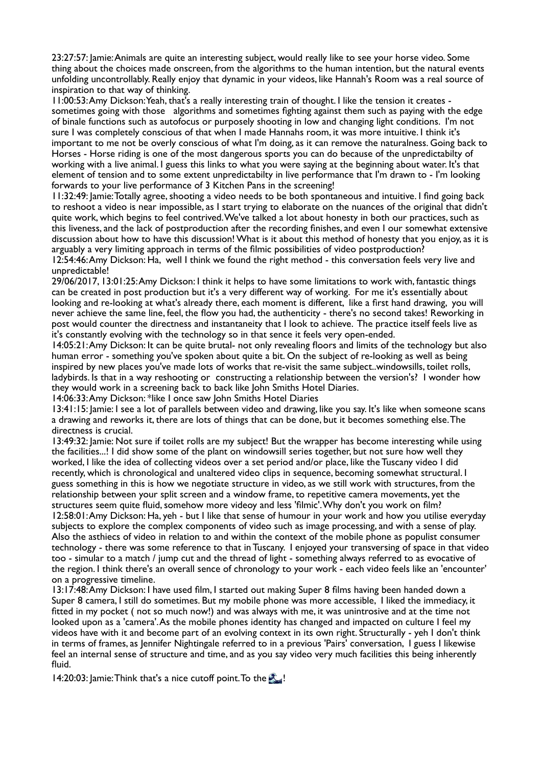23:27:57: Jamie: Animals are quite an interesting subject, would really like to see your horse video. Some thing about the choices made onscreen, from the algorithms to the human intention, but the natural events unfolding uncontrollably. Really enjoy that dynamic in your videos, like Hannah's Room was a real source of inspiration to that way of thinking.

11:00:53: Amy Dickson: Yeah, that's a really interesting train of thought. I like the tension it creates - sometimes going with those algorithms and sometimes fighting against them such as paying with the edge of binale functions such as autofocus or purposely shooting in low and changing light conditions. I'm not sure I was completely conscious of that when I made Hannahs room, it was more intuitive. I think it's important to me not be overly conscious of what I'm doing, as it can remove the naturalness. Going back to Horses - Horse riding is one of the most dangerous sports you can do because of the unpredictabilty of working with a live animal. I guess this links to what you were saying at the beginning about water. It's that element of tension and to some extent unpredictabilty in live performance that I'm drawn to - I'm looking forwards to your live performance of 3 Kitchen Pans in the screening!

11:32:49: Jamie: Totally agree, shooting a video needs to be both spontaneous and intuitive. I find going back to reshoot a video is near impossible, as I start trying to elaborate on the nuances of the original that didn't quite work, which begins to feel contrived. We've talked a lot about honesty in both our practices, such as this liveness, and the lack of postproduction after the recording finishes, and even I our somewhat extensive discussion about how to have this discussion! What is it about this method of honesty that you enjoy, as it is arguably a very limiting approach in terms of the filmic possibilities of video postproduction?

12:54:46: Amy Dickson: Ha, well I think we found the right method - this conversation feels very live and unpredictable!

29/06/2017, 13:01:25: Amy Dickson: I think it helps to have some limitations to work with, fantastic things can be created in post production but it's a very different way of working. For me it's essentially about looking and re-looking at what's already there, each moment is different, like a first hand drawing, you will never achieve the same line, feel, the flow you had, the authenticity - there's no second takes! Reworking in post would counter the directness and instantaneity that I look to achieve. The practice itself feels live as it's constantly evolving with the technology so in that sence it feels very open-ended.

14:05:21: Amy Dickson: It can be quite brutal- not only revealing floors and limits of the technology but also human error - something you've spoken about quite a bit. On the subject of re-looking as well as being inspired by new places you've made lots of works that re-visit the same subject..windowsills, toilet rolls, ladybirds. Is that in a way reshooting or constructing a relationship between the version's? I wonder how they would work in a screening back to back like John Smiths Hotel Diaries.

14:06:33: Amy Dickson: *like I once saw John Smiths Hotel Diaries

13:41:15: Jamie: I see a lot of parallels between video and drawing, like you say. It's like when someone scans a drawing and reworks it, there are lots of things that can be done, but it becomes something else. The directness is crucial.

13:49:32: Jamie: Not sure if toilet rolls are my subject! But the wrapper has become interesting while using the facilities...! I did show some of the plant on windowsill series together, but not sure how well they worked, I like the idea of collecting videos over a set period and/or place, like the Tuscany video I did recently, which is chronological and unaltered video clips in sequence, becoming somewhat structural. I guess something in this is how we negotiate structure in video, as we still work with structures, from the relationship between your split screen and a window frame, to repetitive camera movements, yet the structures seem quite fluid, somehow more videoy and less 'filmic'. Why don't you work on film?

12:58:01: Amy Dickson: Ha, yeh - but I like that sense of humour in your work and how you utilise everyday subjects to explore the complex components of video such as image processing, and with a sense of play. Also the asthiecs of video in relation to and within the context of the mobile phone as populist consumer technology - there was some reference to that in Tuscany. I enjoyed your transversing of space in that video too - simular to a match / jump cut and the thread of light - something always referred to as evocative of the region. I think there's an overall sence of chronology to your work - each video feels like an 'encounter' on a progressive timeline.

13:17:48: Amy Dickson: I have used film, I started out making Super 8 films having been handed down a Super 8 camera, I still do sometimes. But my mobile phone was more accessible, I liked the immediacy, it fitted in my pocket ( not so much now!) and was always with me, it was unintrosive and at the time not looked upon as a 'camera'. As the mobile phones identity has changed and impacted on culture I feel my videos have with it and become part of an evolving context in its own right. Structurally - yeh I don't think in terms of frames, as Jennifer Nightingale referred to in a previous 'Pairs' conversation, I guess I likewise feel an internal sense of structure and time, and as you say video very much facilities this being inherently fluid.

14:20:03: Jamie: Think that's a nice cutoff point. To the 🌊!